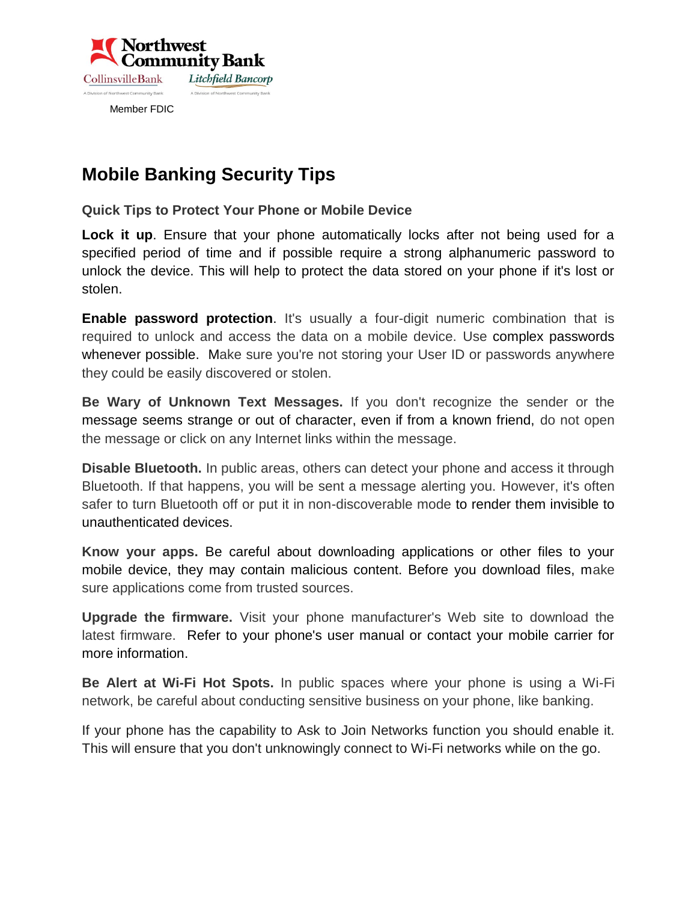Northwest Community Bank

CollinsvilleBank — A Division of Northwest Community Bank

Litchfield Bancorp — A Division of Northwest Community Bank

Member FDIC

# Mobile Banking Security Tips

### Quick Tips to Protect Your Phone or Mobile Device

**Lock it up**. Ensure that your phone automatically locks after not being used for a specified period of time and if possible require a strong alphanumeric password to unlock the device. This will help to protect the data stored on your phone if it's lost or stolen.

**Enable password protection**. It's usually a four-digit numeric combination that is required to unlock and access the data on a mobile device. Use complex passwords whenever possible. Make sure you're not storing your User ID or passwords anywhere they could be easily discovered or stolen.

**Be Wary of Unknown Text Messages.** If you don't recognize the sender or the message seems strange or out of character, even if from a known friend, do not open the message or click on any Internet links within the message.

**Disable Bluetooth.** In public areas, others can detect your phone and access it through Bluetooth. If that happens, you will be sent a message alerting you. However, it's often safer to turn Bluetooth off or put it in non-discoverable mode to render them invisible to unauthenticated devices.

**Know your apps.** Be careful about downloading applications or other files to your mobile device, they may contain malicious content. Before you download files, make sure applications come from trusted sources.

**Upgrade the firmware.** Visit your phone manufacturer's Web site to download the latest firmware. Refer to your phone's user manual or contact your mobile carrier for more information.

**Be Alert at Wi-Fi Hot Spots.** In public spaces where your phone is using a Wi-Fi network, be careful about conducting sensitive business on your phone, like banking.

If your phone has the capability to Ask to Join Networks function you should enable it. This will ensure that you don't unknowingly connect to Wi-Fi networks while on the go.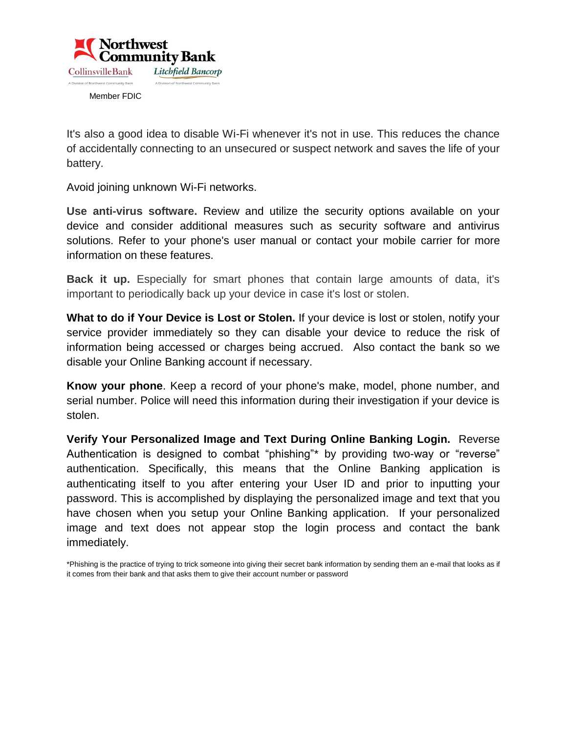Northwest Community Bank

CollinsvilleBank — A Division of Northwest Community Bank

Litchfield Bancorp — A Division of Northwest Community Bank

Member FDIC

It's also a good idea to disable Wi-Fi whenever it's not in use. This reduces the chance of accidentally connecting to an unsecured or suspect network and saves the life of your battery.

Avoid joining unknown Wi-Fi networks.

**Use anti-virus software.** Review and utilize the security options available on your device and consider additional measures such as security software and antivirus solutions. Refer to your phone's user manual or contact your mobile carrier for more information on these features.

**Back it up.** Especially for smart phones that contain large amounts of data, it's important to periodically back up your device in case it's lost or stolen.

**What to do if Your Device is Lost or Stolen.** If your device is lost or stolen, notify your service provider immediately so they can disable your device to reduce the risk of information being accessed or charges being accrued. Also contact the bank so we disable your Online Banking account if necessary.

**Know your phone**. Keep a record of your phone's make, model, phone number, and serial number. Police will need this information during their investigation if your device is stolen.

**Verify Your Personalized Image and Text During Online Banking Login.** Reverse Authentication is designed to combat "phishing"* by providing two-way or "reverse" authentication. Specifically, this means that the Online Banking application is authenticating itself to you after entering your User ID and prior to inputting your password. This is accomplished by displaying the personalized image and text that you have chosen when you setup your Online Banking application. If your personalized image and text does not appear stop the login process and contact the bank immediately.

*Phishing is the practice of trying to trick someone into giving their secret bank information by sending them an e-mail that looks as if it comes from their bank and that asks them to give their account number or password